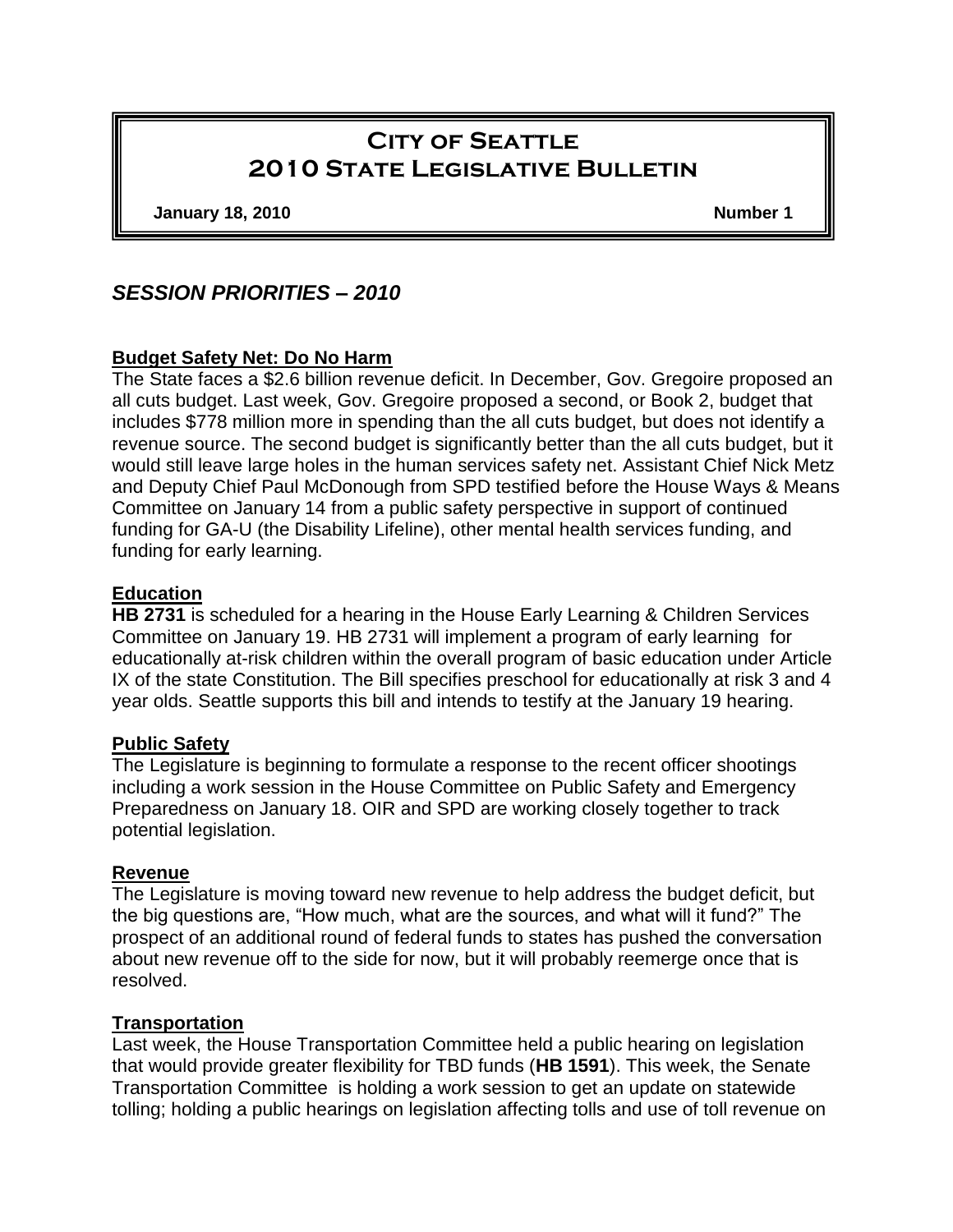# City of Seattle
# 2010 State Legislative Bulletin

**January 18, 2010** **Number 1**

## *SESSION PRIORITIES – 2010*

**Budget Safety Net: Do No Harm**

The State faces a $2.6 billion revenue deficit. In December, Gov. Gregoire proposed an all cuts budget. Last week, Gov. Gregoire proposed a second, or Book 2, budget that includes $778 million more in spending than the all cuts budget, but does not identify a revenue source. The second budget is significantly better than the all cuts budget, but it would still leave large holes in the human services safety net. Assistant Chief Nick Metz and Deputy Chief Paul McDonough from SPD testified before the House Ways & Means Committee on January 14 from a public safety perspective in support of continued funding for GA-U (the Disability Lifeline), other mental health services funding, and funding for early learning.

**Education**

**HB 2731** is scheduled for a hearing in the House Early Learning & Children Services Committee on January 19. HB 2731 will implement a program of early learning for educationally at-risk children within the overall program of basic education under Article IX of the state Constitution. The Bill specifies preschool for educationally at risk 3 and 4 year olds. Seattle supports this bill and intends to testify at the January 19 hearing.

**Public Safety**

The Legislature is beginning to formulate a response to the recent officer shootings including a work session in the House Committee on Public Safety and Emergency Preparedness on January 18. OIR and SPD are working closely together to track potential legislation.

**Revenue**

The Legislature is moving toward new revenue to help address the budget deficit, but the big questions are, "How much, what are the sources, and what will it fund?" The prospect of an additional round of federal funds to states has pushed the conversation about new revenue off to the side for now, but it will probably reemerge once that is resolved.

**Transportation**

Last week, the House Transportation Committee held a public hearing on legislation that would provide greater flexibility for TBD funds (**HB 1591**). This week, the Senate Transportation Committee is holding a work session to get an update on statewide tolling; holding a public hearings on legislation affecting tolls and use of toll revenue on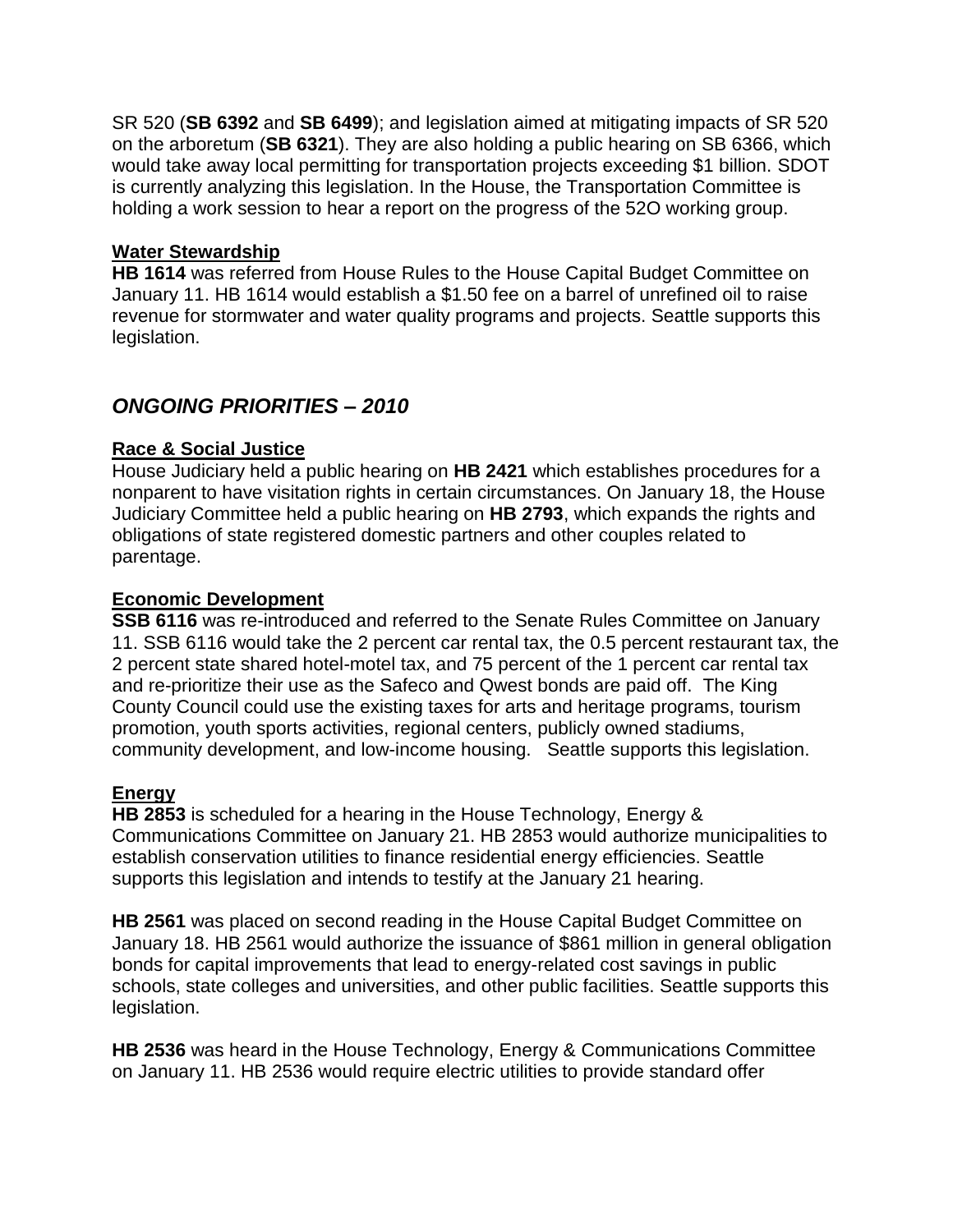SR 520 (**SB 6392** and **SB 6499**); and legislation aimed at mitigating impacts of SR 520 on the arboretum (**SB 6321**). They are also holding a public hearing on SB 6366, which would take away local permitting for transportation projects exceeding $1 billion. SDOT is currently analyzing this legislation. In the House, the Transportation Committee is holding a work session to hear a report on the progress of the 52O working group.

**Water Stewardship**

**HB 1614** was referred from House Rules to the House Capital Budget Committee on January 11. HB 1614 would establish a $1.50 fee on a barrel of unrefined oil to raise revenue for stormwater and water quality programs and projects. Seattle supports this legislation.

## *ONGOING PRIORITIES – 2010*

**Race & Social Justice**

House Judiciary held a public hearing on **HB 2421** which establishes procedures for a nonparent to have visitation rights in certain circumstances. On January 18, the House Judiciary Committee held a public hearing on **HB 2793**, which expands the rights and obligations of state registered domestic partners and other couples related to parentage.

**Economic Development**

**SSB 6116** was re-introduced and referred to the Senate Rules Committee on January 11. SSB 6116 would take the 2 percent car rental tax, the 0.5 percent restaurant tax, the 2 percent state shared hotel-motel tax, and 75 percent of the 1 percent car rental tax and re-prioritize their use as the Safeco and Qwest bonds are paid off. The King County Council could use the existing taxes for arts and heritage programs, tourism promotion, youth sports activities, regional centers, publicly owned stadiums, community development, and low-income housing. Seattle supports this legislation.

**Energy**

**HB 2853** is scheduled for a hearing in the House Technology, Energy & Communications Committee on January 21. HB 2853 would authorize municipalities to establish conservation utilities to finance residential energy efficiencies. Seattle supports this legislation and intends to testify at the January 21 hearing.

**HB 2561** was placed on second reading in the House Capital Budget Committee on January 18. HB 2561 would authorize the issuance of $861 million in general obligation bonds for capital improvements that lead to energy-related cost savings in public schools, state colleges and universities, and other public facilities. Seattle supports this legislation.

**HB 2536** was heard in the House Technology, Energy & Communications Committee on January 11. HB 2536 would require electric utilities to provide standard offer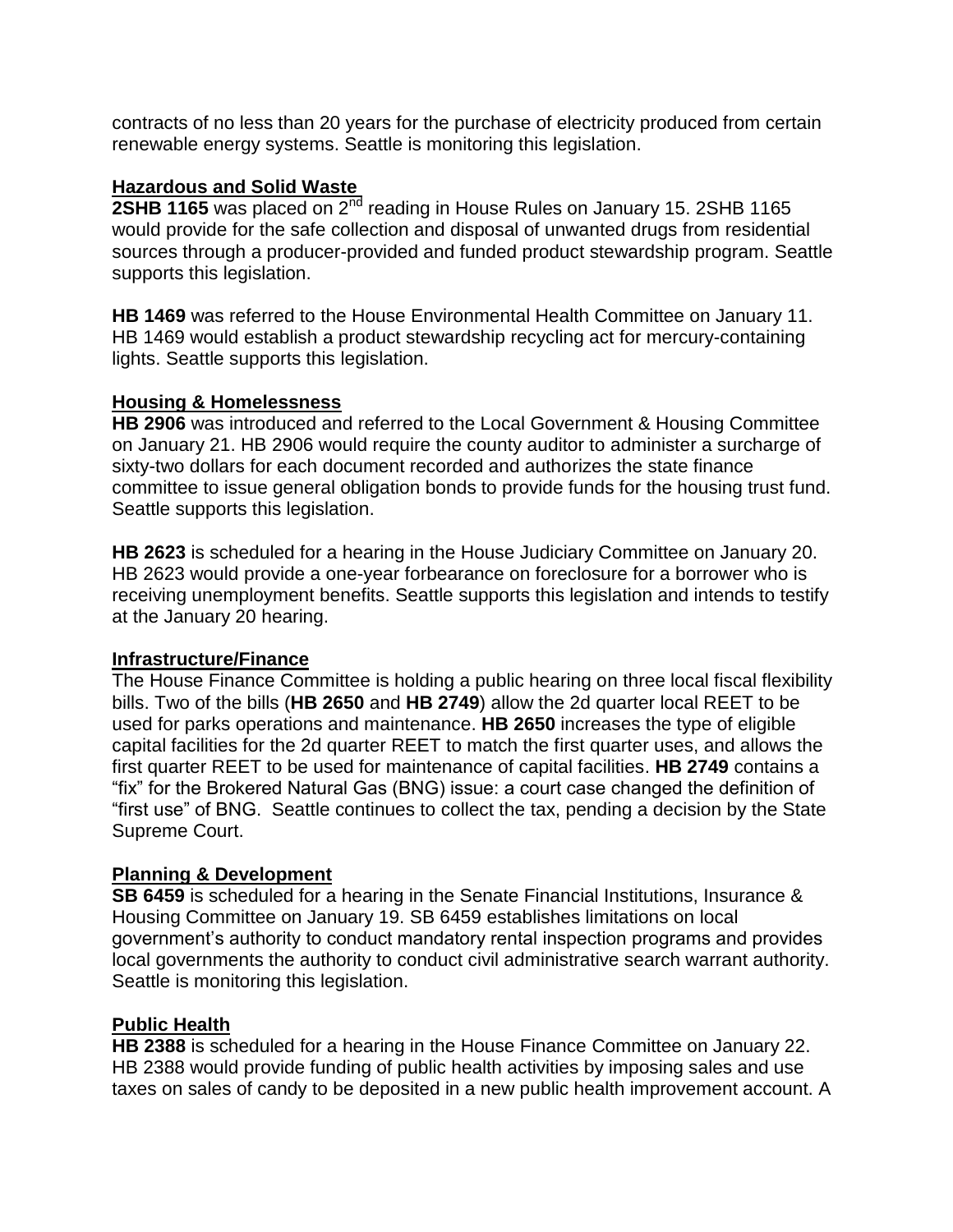contracts of no less than 20 years for the purchase of electricity produced from certain renewable energy systems. Seattle is monitoring this legislation.

## Hazardous and Solid Waste

**2SHB 1165** was placed on 2nd reading in House Rules on January 15. 2SHB 1165 would provide for the safe collection and disposal of unwanted drugs from residential sources through a producer-provided and funded product stewardship program. Seattle supports this legislation.

**HB 1469** was referred to the House Environmental Health Committee on January 11. HB 1469 would establish a product stewardship recycling act for mercury-containing lights. Seattle supports this legislation.

## Housing & Homelessness

**HB 2906** was introduced and referred to the Local Government & Housing Committee on January 21. HB 2906 would require the county auditor to administer a surcharge of sixty-two dollars for each document recorded and authorizes the state finance committee to issue general obligation bonds to provide funds for the housing trust fund. Seattle supports this legislation.

**HB 2623** is scheduled for a hearing in the House Judiciary Committee on January 20. HB 2623 would provide a one-year forbearance on foreclosure for a borrower who is receiving unemployment benefits. Seattle supports this legislation and intends to testify at the January 20 hearing.

## Infrastructure/Finance

The House Finance Committee is holding a public hearing on three local fiscal flexibility bills. Two of the bills (**HB 2650** and **HB 2749**) allow the 2d quarter local REET to be used for parks operations and maintenance. **HB 2650** increases the type of eligible capital facilities for the 2d quarter REET to match the first quarter uses, and allows the first quarter REET to be used for maintenance of capital facilities. **HB 2749** contains a "fix" for the Brokered Natural Gas (BNG) issue: a court case changed the definition of "first use" of BNG. Seattle continues to collect the tax, pending a decision by the State Supreme Court.

## Planning & Development

**SB 6459** is scheduled for a hearing in the Senate Financial Institutions, Insurance & Housing Committee on January 19. SB 6459 establishes limitations on local government's authority to conduct mandatory rental inspection programs and provides local governments the authority to conduct civil administrative search warrant authority. Seattle is monitoring this legislation.

## Public Health

**HB 2388** is scheduled for a hearing in the House Finance Committee on January 22. HB 2388 would provide funding of public health activities by imposing sales and use taxes on sales of candy to be deposited in a new public health improvement account. A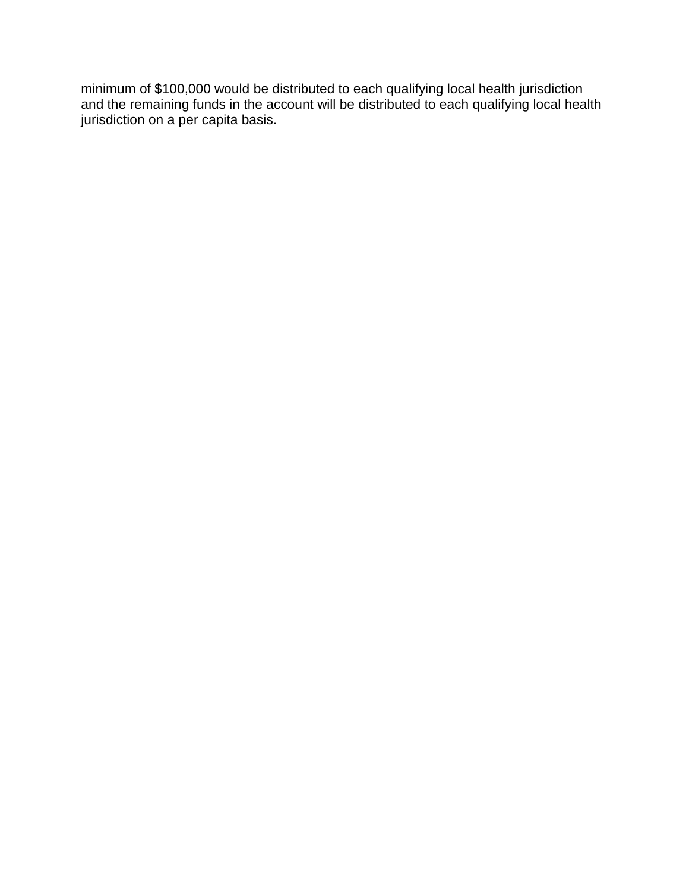minimum of $100,000 would be distributed to each qualifying local health jurisdiction and the remaining funds in the account will be distributed to each qualifying local health jurisdiction on a per capita basis.